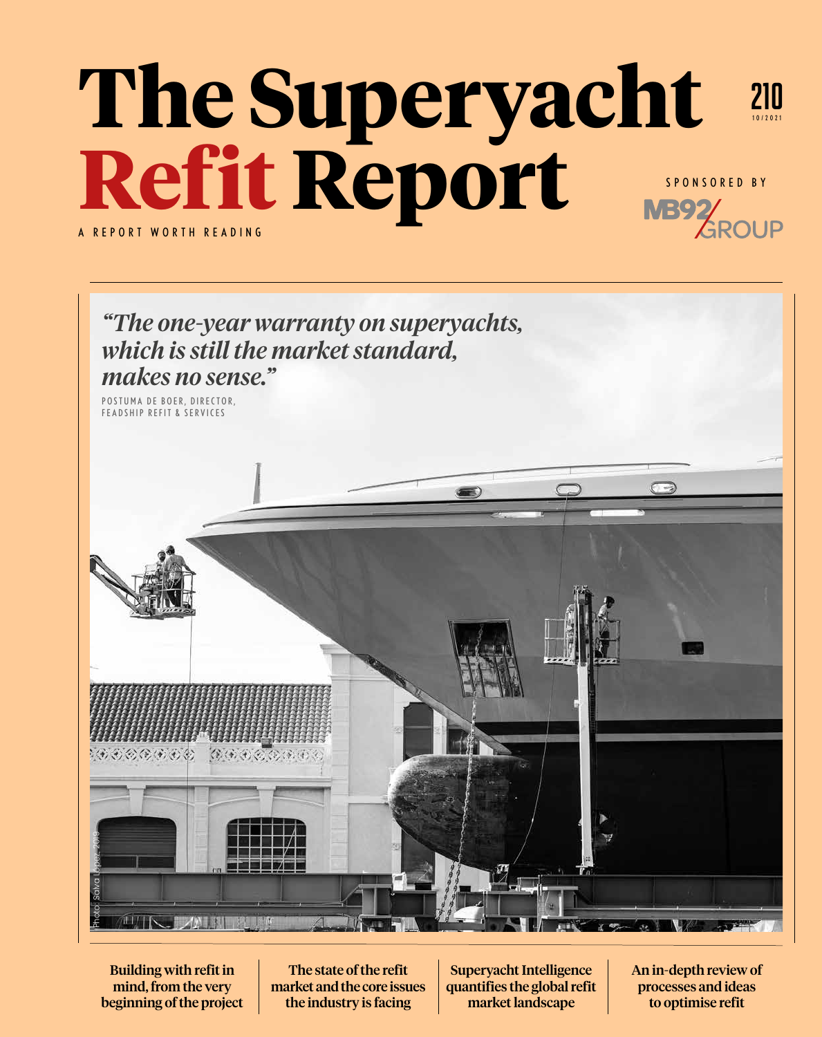# The Superyacht Refit Report

210

10/2021

A REPORT WORTH READING

SPONSORED BY

MB92 GROUP

*"The one-year warranty on superyachts, which is still the market standard, makes no sense."*

POSTUMA DE BOER, DIRECTOR, FEADSHIP REFIT & SERVICES

Photo: Salva López 2019

**Building with refit in mind, from the very beginning of the project**

**The state of the refit market and the core issues the industry is facing**

**Superyacht Intelligence quantifies the global refit market landscape**

**An in-depth review of processes and ideas to optimise refit**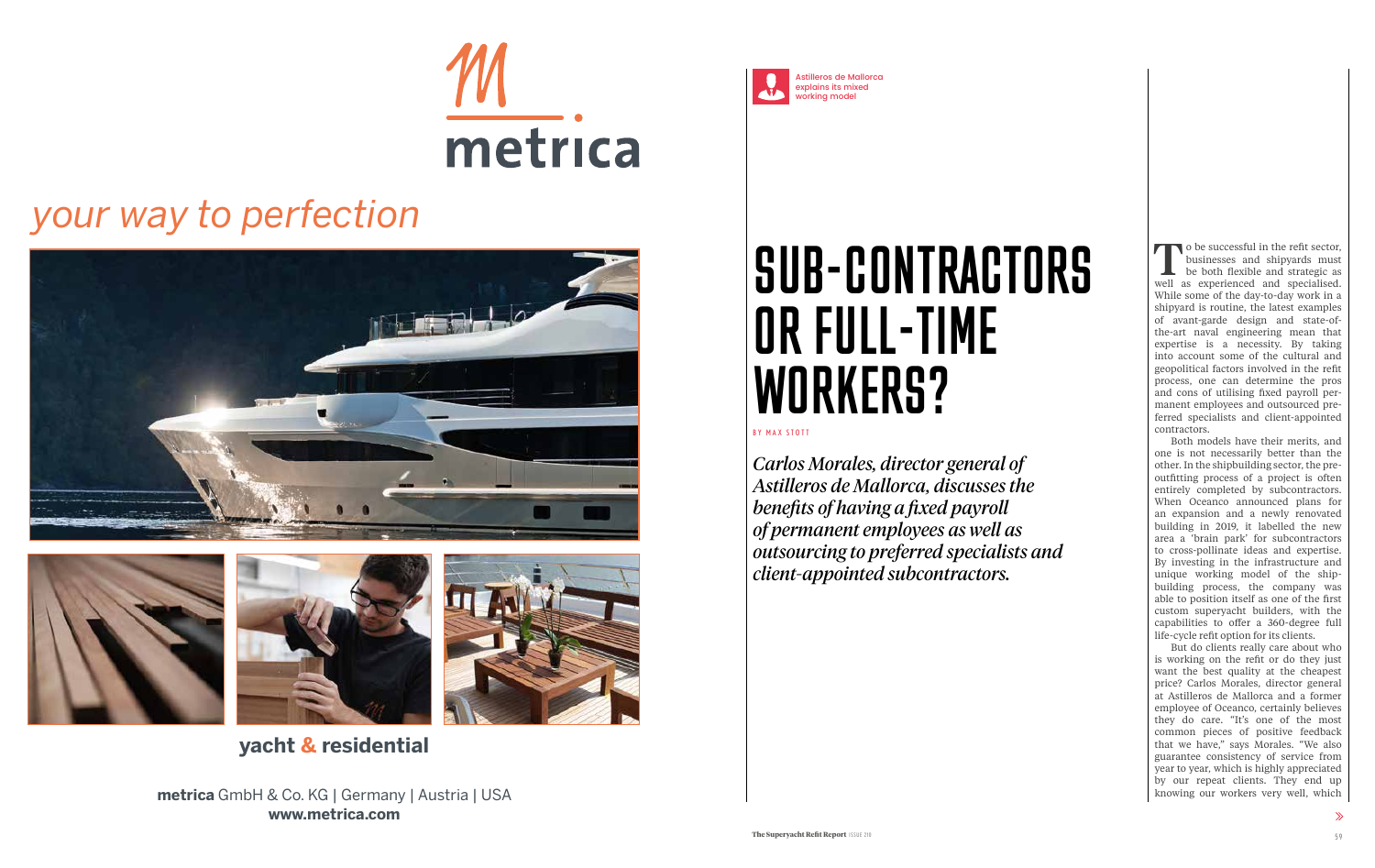metrica

*your way to perfection*

**yacht & residential**

**metrica** GmbH & Co. KG | Germany | Austria | USA
**www.metrica.com**

Astilleros de Mallorca explains its mixed working model

# SUB-CONTRACTORS OR FULL-TIME WORKERS?

BY MAX STOTT

*Carlos Morales, director general of Astilleros de Mallorca, discusses the benefits of having a fixed payroll of permanent employees as well as outsourcing to preferred specialists and client-appointed subcontractors.*

To be successful in the refit sector, businesses and shipyards must be both flexible and strategic as well as experienced and specialised. While some of the day-to-day work in a shipyard is routine, the latest examples of avant-garde design and state-of-the-art naval engineering mean that expertise is a necessity. By taking into account some of the cultural and geopolitical factors involved in the refit process, one can determine the pros and cons of utilising fixed payroll permanent employees and outsourced preferred specialists and client-appointed contractors.

Both models have their merits, and one is not necessarily better than the other. In the shipbuilding sector, the pre-outfitting process of a project is often entirely completed by subcontractors. When Oceanco announced plans for an expansion and a newly renovated building in 2019, it labelled the new area a 'brain park' for subcontractors to cross-pollinate ideas and expertise. By investing in the infrastructure and unique working model of the shipbuilding process, the company was able to position itself as one of the first custom superyacht builders, with the capabilities to offer a 360-degree full life-cycle refit option for its clients.

But do clients really care about who is working on the refit or do they just want the best quality at the cheapest price? Carlos Morales, director general at Astilleros de Mallorca and a former employee of Oceanco, certainly believes they do care. "It's one of the most common pieces of positive feedback that we have," says Morales. "We also guarantee consistency of service from year to year, which is highly appreciated by our repeat clients. They end up knowing our workers very well, which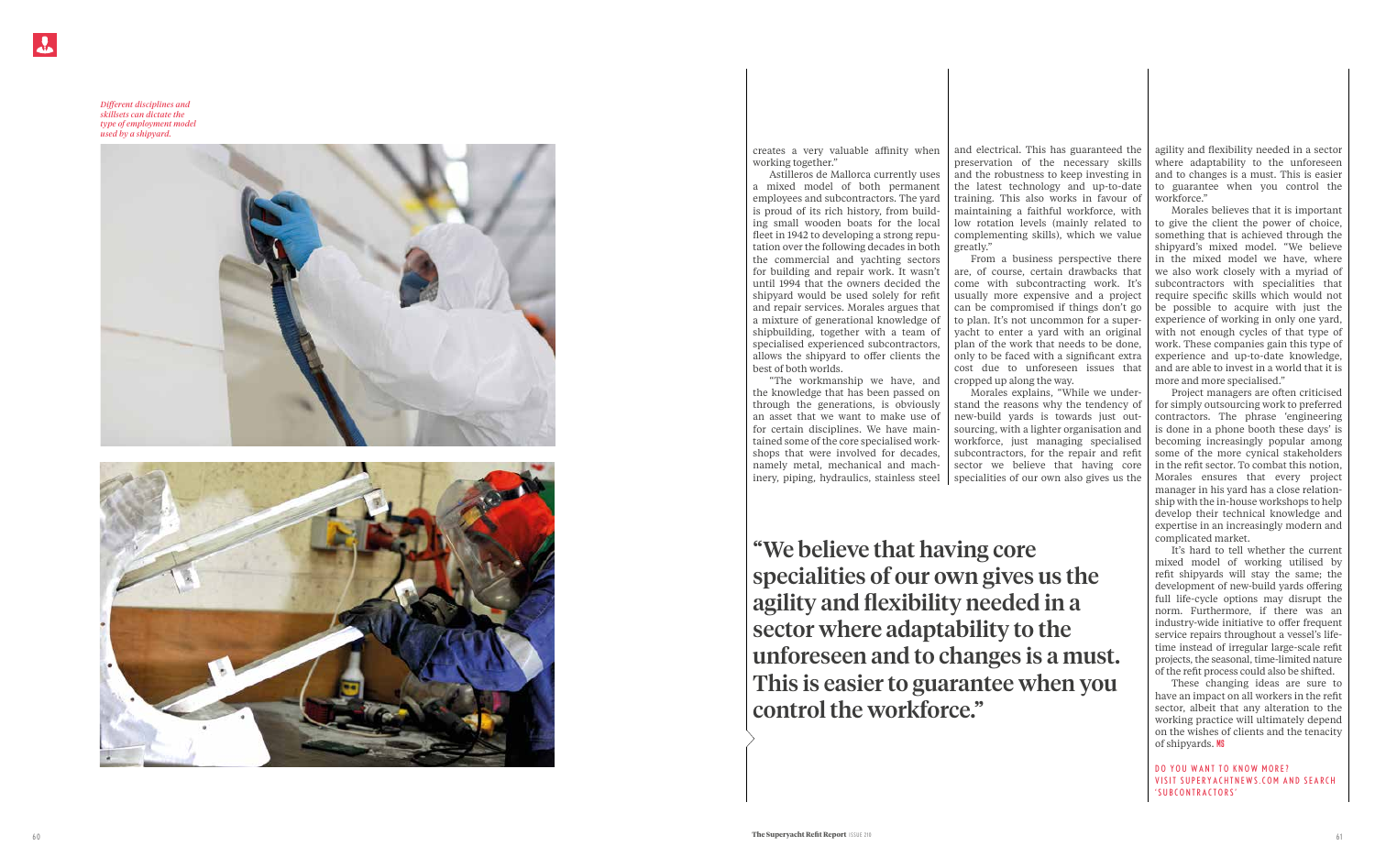*Different disciplines and skillsets can dictate the type of employment model used by a shipyard.*

creates a very valuable affinity when working together."

Astilleros de Mallorca currently uses a mixed model of both permanent employees and subcontractors. The yard is proud of its rich history, from building small wooden boats for the local fleet in 1942 to developing a strong reputation over the following decades in both the commercial and yachting sectors for building and repair work. It wasn't until 1994 that the owners decided the shipyard would be used solely for refit and repair services. Morales argues that a mixture of generational knowledge of shipbuilding, together with a team of specialised experienced subcontractors, allows the shipyard to offer clients the best of both worlds.

"The workmanship we have, and the knowledge that has been passed on through the generations, is obviously an asset that we want to make use of for certain disciplines. We have maintained some of the core specialised workshops that were involved for decades, namely metal, mechanical and machinery, piping, hydraulics, stainless steel and electrical. This has guaranteed the preservation of the necessary skills and the robustness to keep investing in the latest technology and up-to-date training. This also works in favour of maintaining a faithful workforce, with low rotation levels (mainly related to complementing skills), which we value greatly."

From a business perspective there are, of course, certain drawbacks that come with subcontracting work. It's usually more expensive and a project can be compromised if things don't go to plan. It's not uncommon for a superyacht to enter a yard with an original plan of the work that needs to be done, only to be faced with a significant extra cost due to unforeseen issues that cropped up along the way.

Morales explains, "While we understand the reasons why the tendency of new-build yards is towards just outsourcing, with a lighter organisation and workforce, just managing specialised subcontractors, for the repair and refit sector we believe that having core specialities of our own also gives us the agility and flexibility needed in a sector where adaptability to the unforeseen and to changes is a must. This is easier to guarantee when you control the workforce."

**"We believe that having core specialities of our own gives us the agility and flexibility needed in a sector where adaptability to the unforeseen and to changes is a must. This is easier to guarantee when you control the workforce."**

Morales believes that it is important to give the client the power of choice, something that is achieved through the shipyard's mixed model. "We believe in the mixed model we have, where we also work closely with a myriad of subcontractors with specialities that require specific skills which would not be possible to acquire with just the experience of working in only one yard, with not enough cycles of that type of work. These companies gain this type of experience and up-to-date knowledge, and are able to invest in a world that it is more and more specialised."

Project managers are often criticised for simply outsourcing work to preferred contractors. The phrase 'engineering is done in a phone booth these days' is becoming increasingly popular among some of the more cynical stakeholders in the refit sector. To combat this notion, Morales ensures that every project manager in his yard has a close relationship with the in-house workshops to help develop their technical knowledge and expertise in an increasingly modern and complicated market.

It's hard to tell whether the current mixed model of working utilised by refit shipyards will stay the same; the development of new-build yards offering full life-cycle options may disrupt the norm. Furthermore, if there was an industry-wide initiative to offer frequent service repairs throughout a vessel's lifetime instead of irregular large-scale refit projects, the seasonal, time-limited nature of the refit process could also be shifted.

These changing ideas are sure to have an impact on all workers in the refit sector, albeit that any alteration to the working practice will ultimately depend on the wishes of clients and the tenacity of shipyards.

DO YOU WANT TO KNOW MORE? VISIT SUPERYACHTNEWS.COM AND SEARCH 'SUBCONTRACTORS'